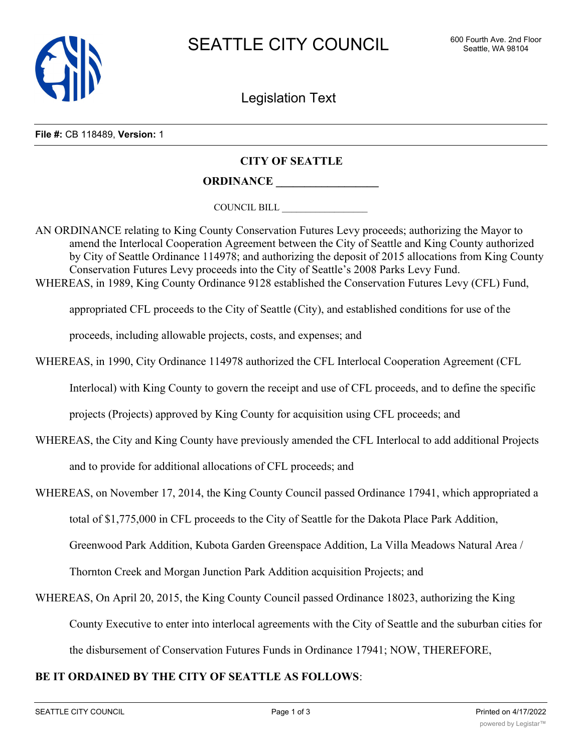File #: CB 118489, Version: 1

**CITY OF SEATTLE**

**ORDINANCE \_\_\_\_\_\_\_\_\_\_\_\_\_\_\_\_\_\_**

COUNCIL BILL \_\_\_\_\_\_\_\_\_\_\_\_\_\_\_\_\_\_

AN ORDINANCE relating to King County Conservation Futures Levy proceeds; authorizing the Mayor to amend the Interlocal Cooperation Agreement between the City of Seattle and King County authorized by City of Seattle Ordinance 114978; and authorizing the deposit of 2015 allocations from King County Conservation Futures Levy proceeds into the City of Seattle's 2008 Parks Levy Fund.

WHEREAS, in 1989, King County Ordinance 9128 established the Conservation Futures Levy (CFL) Fund, appropriated CFL proceeds to the City of Seattle (City), and established conditions for use of the proceeds, including allowable projects, costs, and expenses; and

WHEREAS, in 1990, City Ordinance 114978 authorized the CFL Interlocal Cooperation Agreement (CFL Interlocal) with King County to govern the receipt and use of CFL proceeds, and to define the specific projects (Projects) approved by King County for acquisition using CFL proceeds; and

WHEREAS, the City and King County have previously amended the CFL Interlocal to add additional Projects and to provide for additional allocations of CFL proceeds; and

WHEREAS, on November 17, 2014, the King County Council passed Ordinance 17941, which appropriated a total of $1,775,000 in CFL proceeds to the City of Seattle for the Dakota Place Park Addition, Greenwood Park Addition, Kubota Garden Greenspace Addition, La Villa Meadows Natural Area / Thornton Creek and Morgan Junction Park Addition acquisition Projects; and

WHEREAS, On April 20, 2015, the King County Council passed Ordinance 18023, authorizing the King County Executive to enter into interlocal agreements with the City of Seattle and the suburban cities for the disbursement of Conservation Futures Funds in Ordinance 17941; NOW, THEREFORE,

**BE IT ORDAINED BY THE CITY OF SEATTLE AS FOLLOWS**: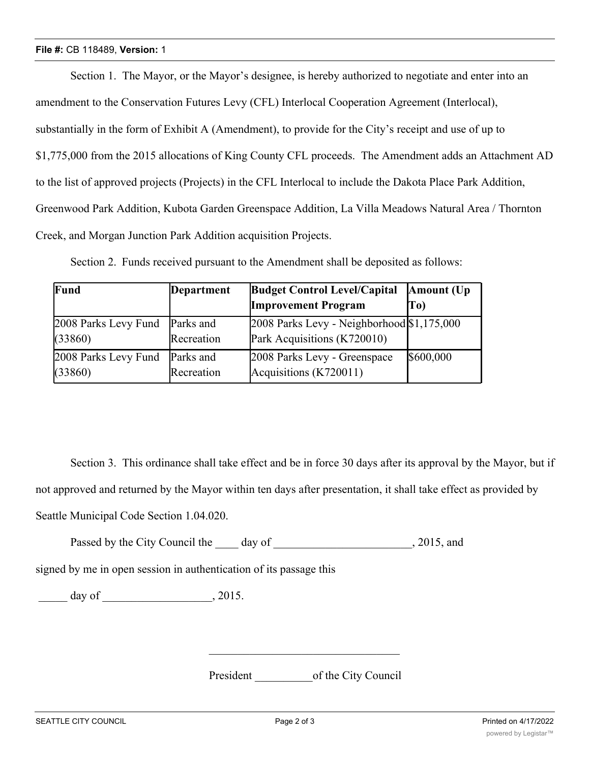Section 1. The Mayor, or the Mayor's designee, is hereby authorized to negotiate and enter into an amendment to the Conservation Futures Levy (CFL) Interlocal Cooperation Agreement (Interlocal), substantially in the form of Exhibit A (Amendment), to provide for the City's receipt and use of up to $1,775,000 from the 2015 allocations of King County CFL proceeds. The Amendment adds an Attachment AD to the list of approved projects (Projects) in the CFL Interlocal to include the Dakota Place Park Addition, Greenwood Park Addition, Kubota Garden Greenspace Addition, La Villa Meadows Natural Area / Thornton Creek, and Morgan Junction Park Addition acquisition Projects.

Section 2. Funds received pursuant to the Amendment shall be deposited as follows:

| Fund | Department | Budget Control Level/Capital Improvement Program | Amount (Up To) |
|---|---|---|---|
| 2008 Parks Levy Fund (33860) | Parks and Recreation | 2008 Parks Levy - Neighborhood Park Acquisitions (K720010) | $1,175,000 |
| 2008 Parks Levy Fund (33860) | Parks and Recreation | 2008 Parks Levy - Greenspace Acquisitions (K720011) | $600,000 |

Section 3. This ordinance shall take effect and be in force 30 days after its approval by the Mayor, but if not approved and returned by the Mayor within ten days after presentation, it shall take effect as provided by Seattle Municipal Code Section 1.04.020.

Passed by the City Council the ____ day of ________________________, 2015, and signed by me in open session in authentication of its passage this

_____ day of ___________________, 2015.

_________________________________

President __________of the City Council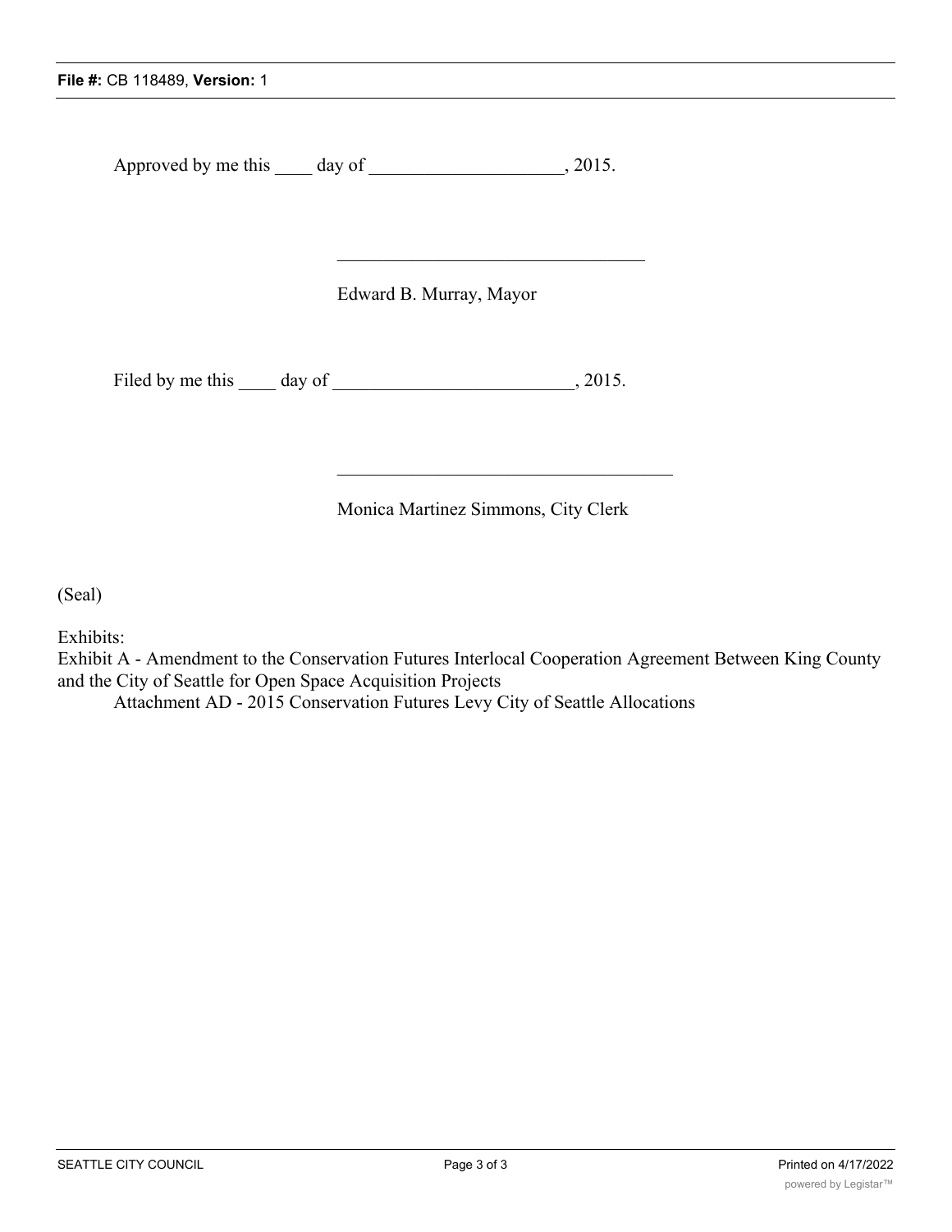Approved by me this ____ day of ____________________, 2015.

__________________________________

Edward B. Murray, Mayor

Filed by me this ____ day of _________________________, 2015.

_____________________________________

Monica Martinez Simmons, City Clerk

(Seal)

Exhibits:

Exhibit A - Amendment to the Conservation Futures Interlocal Cooperation Agreement Between King County and the City of Seattle for Open Space Acquisition Projects

Attachment AD - 2015 Conservation Futures Levy City of Seattle Allocations